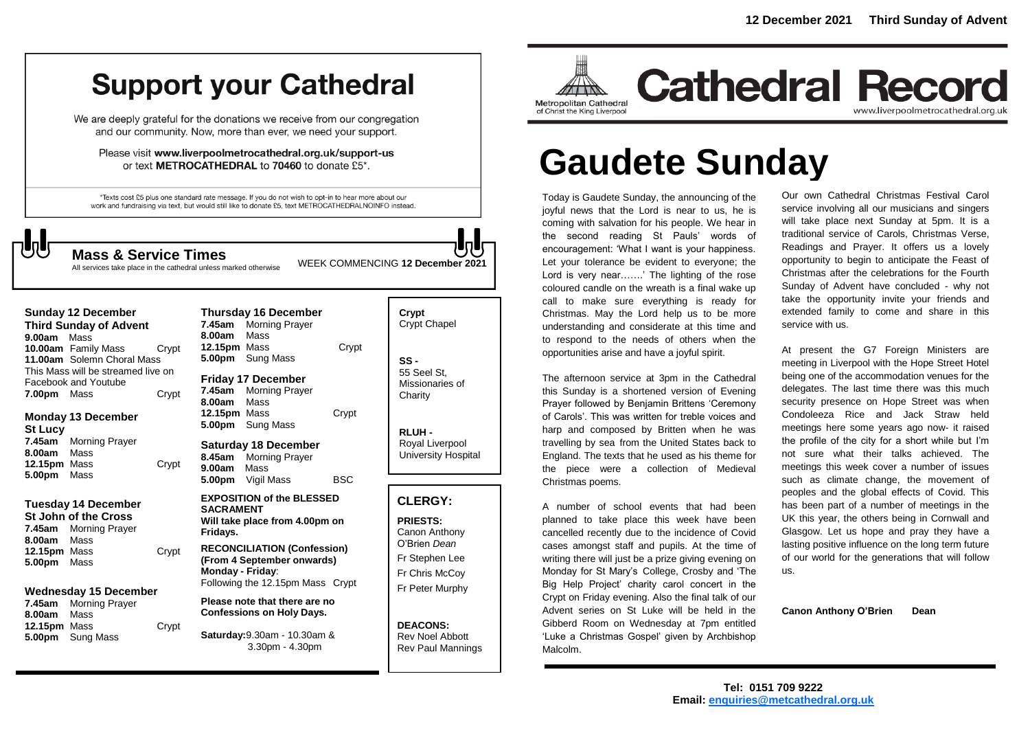# Support your Cathedral

We are deeply grateful for the donations we receive from our congregation and our community. Now, more than ever, we need your support.

Please visit **www.liverpoolmetrocathedral.org.uk/support-us** or text **METROCATHEDRAL** to **70460** to donate £5*.

*Texts cost £5 plus one standard rate message. If you do not wish to opt-in to hear more about our work and fundraising via text, but would still like to donate £5, text METROCATHEDRALNOINFO instead.

## Mass & Service Times

All services take place in the cathedral unless marked otherwise

WEEK COMMENCING **12 December 2021**

### Sunday 12 December
**Third Sunday of Advent**

**9.00am** Mass
**10.00am** Family Mass — Crypt
**11.00am** Solemn Choral Mass
This Mass will be streamed live on Facebook and Youtube
**7.00pm** Mass — Crypt

### Monday 13 December
**St Lucy**

**7.45am** Morning Prayer
**8.00am** Mass
**12.15pm** Mass — Crypt
**5.00pm** Mass

### Tuesday 14 December
**St John of the Cross**

**7.45am** Morning Prayer
**8.00am** Mass
**12.15pm** Mass — Crypt
**5.00pm** Mass

### Wednesday 15 December

**7.45am** Morning Prayer
**8.00am** Mass
**12.15pm** Mass — Crypt
**5.00pm** Sung Mass

### Thursday 16 December

**7.45am** Morning Prayer
**8.00am** Mass
**12.15pm** Mass — Crypt
**5.00pm** Sung Mass

### Friday 17 December

**7.45am** Morning Prayer
**8.00am** Mass
**12.15pm** Mass — Crypt
**5.00pm** Sung Mass

### Saturday 18 December

**8.45am** Morning Prayer
**9.00am** Mass
**5.00pm** Vigil Mass — BSC

**EXPOSITION of the BLESSED SACRAMENT**
**Will take place from 4.00pm on Fridays.**

**RECONCILIATION (Confession) (From 4 September onwards)**
**Monday - Friday**:
Following the 12.15pm Mass Crypt

**Please note that there are no Confessions on Holy Days.**

**Saturday:** 9.30am - 10.30am & 3.30pm - 4.30pm

**Crypt**
Crypt Chapel

**SS -**
55 Seel St, Missionaries of Charity

**RLUH -**
Royal Liverpool University Hospital

## CLERGY:

**PRIESTS:**
Canon Anthony O'Brien *Dean*
Fr Stephen Lee
Fr Chris McCoy
Fr Peter Murphy

**DEACONS:**
Rev Noel Abbott
Rev Paul Mannings

**12 December 2021 Third Sunday of Advent**

Metropolitan Cathedral of Christ the King Liverpool

# Cathedral Record

www.liverpoolmetrocathedral.org.uk

# Gaudete Sunday

Today is Gaudete Sunday, the announcing of the joyful news that the Lord is near to us, he is coming with salvation for his people. We hear in the second reading St Pauls' words of encouragement: 'What I want is your happiness. Let your tolerance be evident to everyone; the Lord is very near…….' The lighting of the rose coloured candle on the wreath is a final wake up call to make sure everything is ready for Christmas. May the Lord help us to be more understanding and considerate at this time and to respond to the needs of others when the opportunities arise and have a joyful spirit.

The afternoon service at 3pm in the Cathedral this Sunday is a shortened version of Evening Prayer followed by Benjamin Brittens 'Ceremony of Carols'. This was written for treble voices and harp and composed by Britten when he was travelling by sea from the United States back to England. The texts that he used as his theme for the piece were a collection of Medieval Christmas poems.

A number of school events that had been planned to take place this week have been cancelled recently due to the incidence of Covid cases amongst staff and pupils. At the time of writing there will just be a prize giving evening on Monday for St Mary's College, Crosby and 'The Big Help Project' charity carol concert in the Crypt on Friday evening. Also the final talk of our Advent series on St Luke will be held in the Gibberd Room on Wednesday at 7pm entitled 'Luke a Christmas Gospel' given by Archbishop Malcolm.

Our own Cathedral Christmas Festival Carol service involving all our musicians and singers will take place next Sunday at 5pm. It is a traditional service of Carols, Christmas Verse, Readings and Prayer. It offers us a lovely opportunity to begin to anticipate the Feast of Christmas after the celebrations for the Fourth Sunday of Advent have concluded - why not take the opportunity invite your friends and extended family to come and share in this service with us.

At present the G7 Foreign Ministers are meeting in Liverpool with the Hope Street Hotel being one of the accommodation venues for the delegates. The last time there was this much security presence on Hope Street was when Condoleeza Rice and Jack Straw held meetings here some years ago now- it raised the profile of the city for a short while but I'm not sure what their talks achieved. The meetings this week cover a number of issues such as climate change, the movement of peoples and the global effects of Covid. This has been part of a number of meetings in the UK this year, the others being in Cornwall and Glasgow. Let us hope and pray they have a lasting positive influence on the long term future of our world for the generations that will follow us.

**Canon Anthony O'Brien Dean**

**Tel: 0151 709 9222**
**Email: enquiries@metcathedral.org.uk**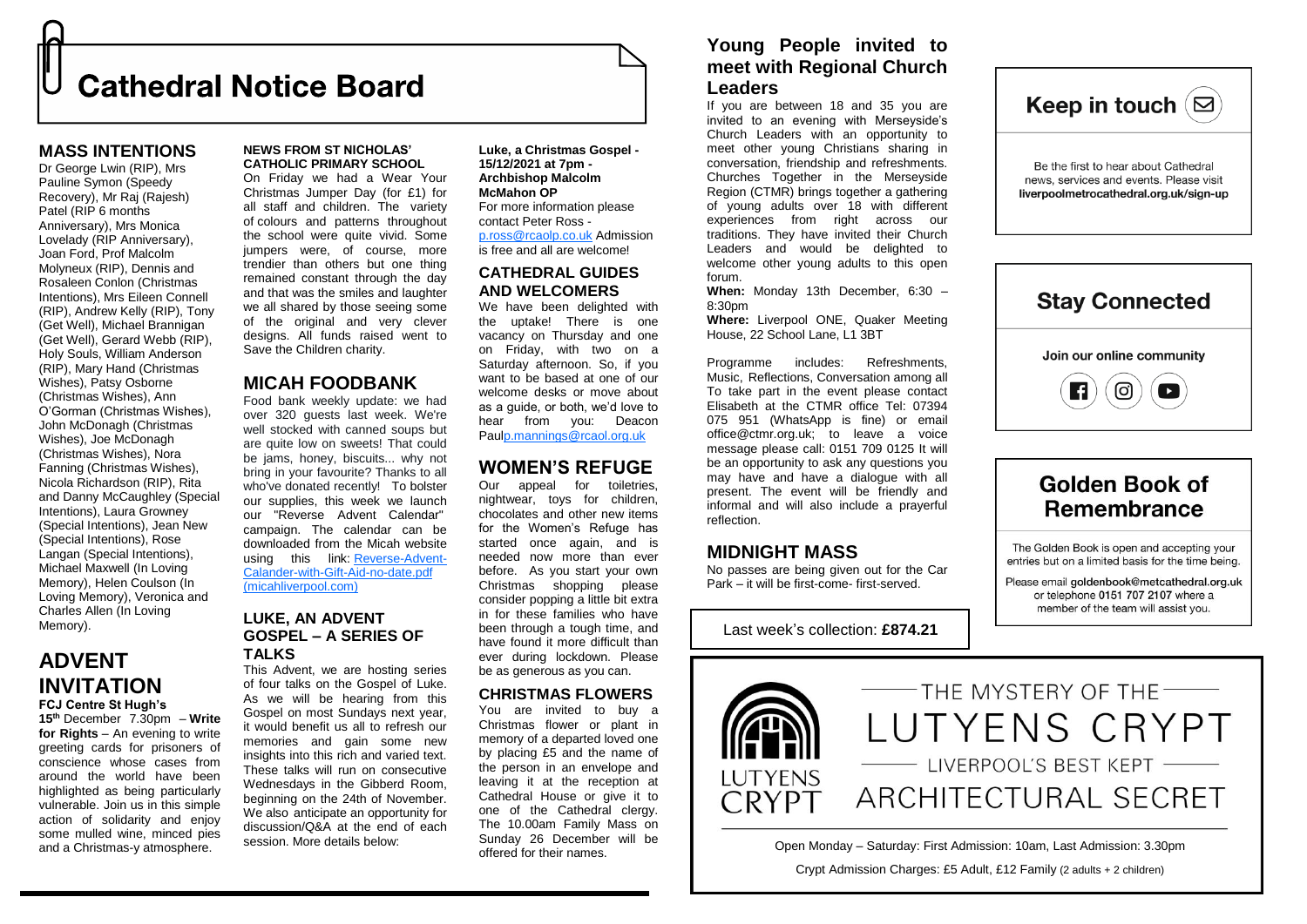# Cathedral Notice Board

## MASS INTENTIONS

Dr George Lwin (RIP), Mrs Pauline Symon (Speedy Recovery), Mr Raj (Rajesh) Patel (RIP 6 months Anniversary), Mrs Monica Lovelady (RIP Anniversary), Joan Ford, Prof Malcolm Molyneux (RIP), Dennis and Rosaleen Conlon (Christmas Intentions), Mrs Eileen Connell (RIP), Andrew Kelly (RIP), Tony (Get Well), Michael Brannigan (Get Well), Gerard Webb (RIP), Holy Souls, William Anderson (RIP), Mary Hand (Christmas Wishes), Patsy Osborne (Christmas Wishes), Ann O'Gorman (Christmas Wishes), John McDonagh (Christmas Wishes), Joe McDonagh (Christmas Wishes), Nora Fanning (Christmas Wishes), Nicola Richardson (RIP), Rita and Danny McCaughley (Special Intentions), Laura Growney (Special Intentions), Jean New (Special Intentions), Rose Langan (Special Intentions), Michael Maxwell (In Loving Memory), Helen Coulson (In Loving Memory), Veronica and Charles Allen (In Loving Memory).

## ADVENT INVITATION

**FCJ Centre St Hugh's**

**15th** December 7.30pm – **Write for Rights** – An evening to write greeting cards for prisoners of conscience whose cases from around the world have been highlighted as being particularly vulnerable. Join us in this simple action of solidarity and enjoy some mulled wine, minced pies and a Christmas-y atmosphere.

**NEWS FROM ST NICHOLAS' CATHOLIC PRIMARY SCHOOL**

On Friday we had a Wear Your Christmas Jumper Day (for £1) for all staff and children. The variety of colours and patterns throughout the school were quite vivid. Some jumpers were, of course, more trendier than others but one thing remained constant through the day and that was the smiles and laughter we all shared by those seeing some of the original and very clever designs. All funds raised went to Save the Children charity.

## MICAH FOODBANK

Food bank weekly update: we had over 320 guests last week. We're well stocked with canned soups but are quite low on sweets! That could be jams, honey, biscuits... why not bring in your favourite? Thanks to all who've donated recently! To bolster our supplies, this week we launch our "Reverse Advent Calendar" campaign. The calendar can be downloaded from the Micah website using this link: Reverse-Advent-Calander-with-Gift-Aid-no-date.pdf (micahliverpool.com)

### LUKE, AN ADVENT GOSPEL – A SERIES OF TALKS

This Advent, we are hosting series of four talks on the Gospel of Luke. As we will be hearing from this Gospel on most Sundays next year, it would benefit us all to refresh our memories and gain some new insights into this rich and varied text. These talks will run on consecutive Wednesdays in the Gibberd Room, beginning on the 24th of November. We also anticipate an opportunity for discussion/Q&A at the end of each session. More details below:

**Luke, a Christmas Gospel - 15/12/2021 at 7pm - Archbishop Malcolm McMahon OP**

For more information please contact Peter Ross - p.ross@rcaolp.co.uk Admission is free and all are welcome!

### CATHEDRAL GUIDES AND WELCOMERS

We have been delighted with the uptake! There is one vacancy on Thursday and one on Friday, with two on a Saturday afternoon. So, if you want to be based at one of our welcome desks or move about as a guide, or both, we'd love to hear from you: Deacon Paul p.mannings@rcaol.org.uk

## WOMEN'S REFUGE

Our appeal for toiletries, nightwear, toys for children, chocolates and other new items for the Women's Refuge has started once again, and is needed now more than ever before. As you start your own Christmas shopping please consider popping a little bit extra in for these families who have been through a tough time, and have found it more difficult than ever during lockdown. Please be as generous as you can.

### CHRISTMAS FLOWERS

You are invited to buy a Christmas flower or plant in memory of a departed loved one by placing £5 and the name of the person in an envelope and leaving it at the reception at Cathedral House or give it to one of the Cathedral clergy. The 10.00am Family Mass on Sunday 26 December will be offered for their names.

## Young People invited to meet with Regional Church Leaders

If you are between 18 and 35 you are invited to an evening with Merseyside's Church Leaders with an opportunity to meet other young Christians sharing in conversation, friendship and refreshments. Churches Together in the Merseyside Region (CTMR) brings together a gathering of young adults over 18 with different experiences from right across our traditions. They have invited their Church Leaders and would be delighted to welcome other young adults to this open forum.

**When:** Monday 13th December, 6:30 – 8:30pm

**Where:** Liverpool ONE, Quaker Meeting House, 22 School Lane, L1 3BT

Programme includes: Refreshments, Music, Reflections, Conversation among all To take part in the event please contact Elisabeth at the CTMR office Tel: 07394 075 951 (WhatsApp is fine) or email office@ctmr.org.uk; to leave a voice message please call: 0151 709 0125 It will be an opportunity to ask any questions you may have and have a dialogue with all present. The event will be friendly and informal and will also include a prayerful reflection.

## MIDNIGHT MASS

No passes are being given out for the Car Park – it will be first-come- first-served.

Last week's collection: **£874.21**

## Keep in touch

Be the first to hear about Cathedral news, services and events. Please visit **liverpoolmetrocathedral.org.uk/sign-up**

## Stay Connected

Join our online community

## Golden Book of Remembrance

The Golden Book is open and accepting your entries but on a limited basis for the time being.

Please email **goldenbook@metcathedral.org.uk** or telephone **0151 707 2107** where a member of the team will assist you.

THE MYSTERY OF THE LUTYENS CRYPT – LIVERPOOL'S BEST KEPT ARCHITECTURAL SECRET

Open Monday – Saturday: First Admission: 10am, Last Admission: 3.30pm

Crypt Admission Charges: £5 Adult, £12 Family (2 adults + 2 children)